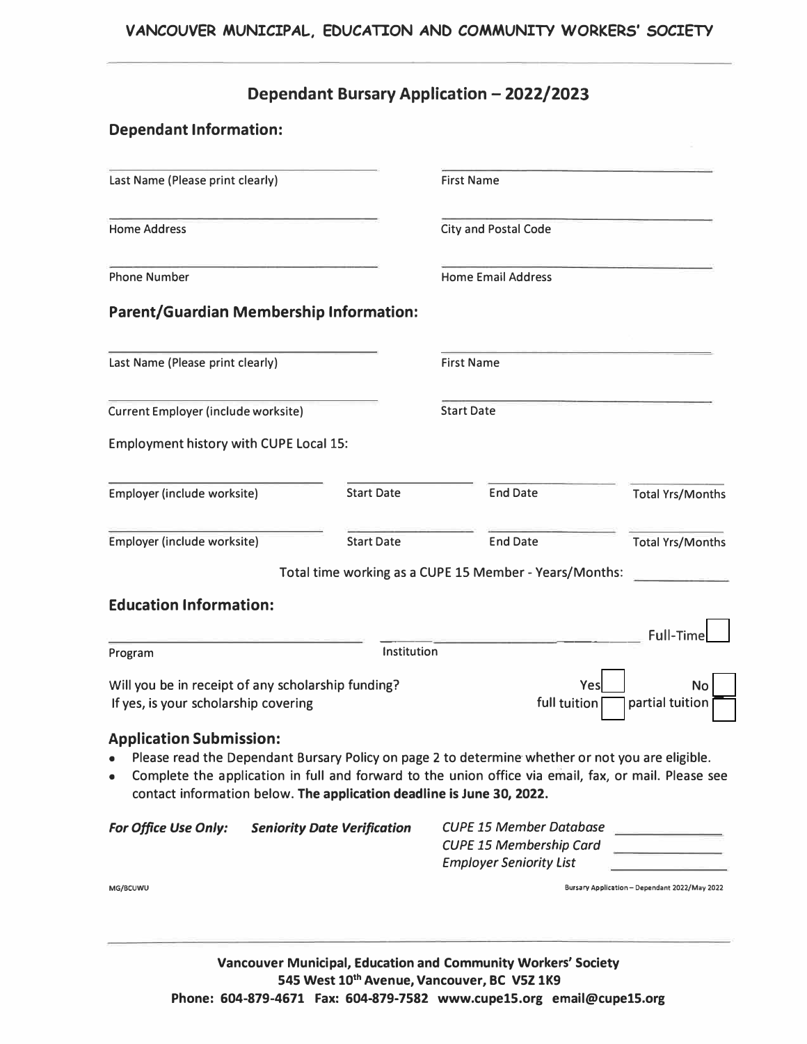VANCOUVER MUNICIPAL, EDUCATION AND COMMUNITY WORKERS' SOCIETY

# Dependant Bursary Application – 2022/2023

## Dependant Information:

| | |
|---|---|
| Last Name (Please print clearly) | First Name |
| Home Address | City and Postal Code |
| Phone Number | Home Email Address |

## Parent/Guardian Membership Information:

| | |
|---|---|
| Last Name (Please print clearly) | First Name |
| Current Employer (include worksite) | Start Date |

Employment history with CUPE Local 15:

| Employer (include worksite) | Start Date | End Date | Total Yrs/Months |
|---|---|---|---|
| | | | |
| | | | |

Total time working as a CUPE 15 Member - Years/Months: ____________

## Education Information:

Program ____________ Institution ____________ Full-Time ☐

Will you be in receipt of any scholarship funding? Yes ☐ No ☐

If yes, is your scholarship covering full tuition ☐ partial tuition ☐

## Application Submission:

- Please read the Dependant Bursary Policy on page 2 to determine whether or not you are eligible.
- Complete the application in full and forward to the union office via email, fax, or mail. Please see contact information below. **The application deadline is June 30, 2022.**

***For Office Use Only:*** ***Seniority Date Verification***

*CUPE 15 Member Database* ____________
*CUPE 15 Membership Card* ____________
*Employer Seniority List* ____________

MG/BCUWU

Bursary Application – Dependant 2022/May 2022

**Vancouver Municipal, Education and Community Workers' Society**
**545 West 10th Avenue, Vancouver, BC V5Z 1K9**
**Phone: 604-879-4671 Fax: 604-879-7582 www.cupe15.org email@cupe15.org**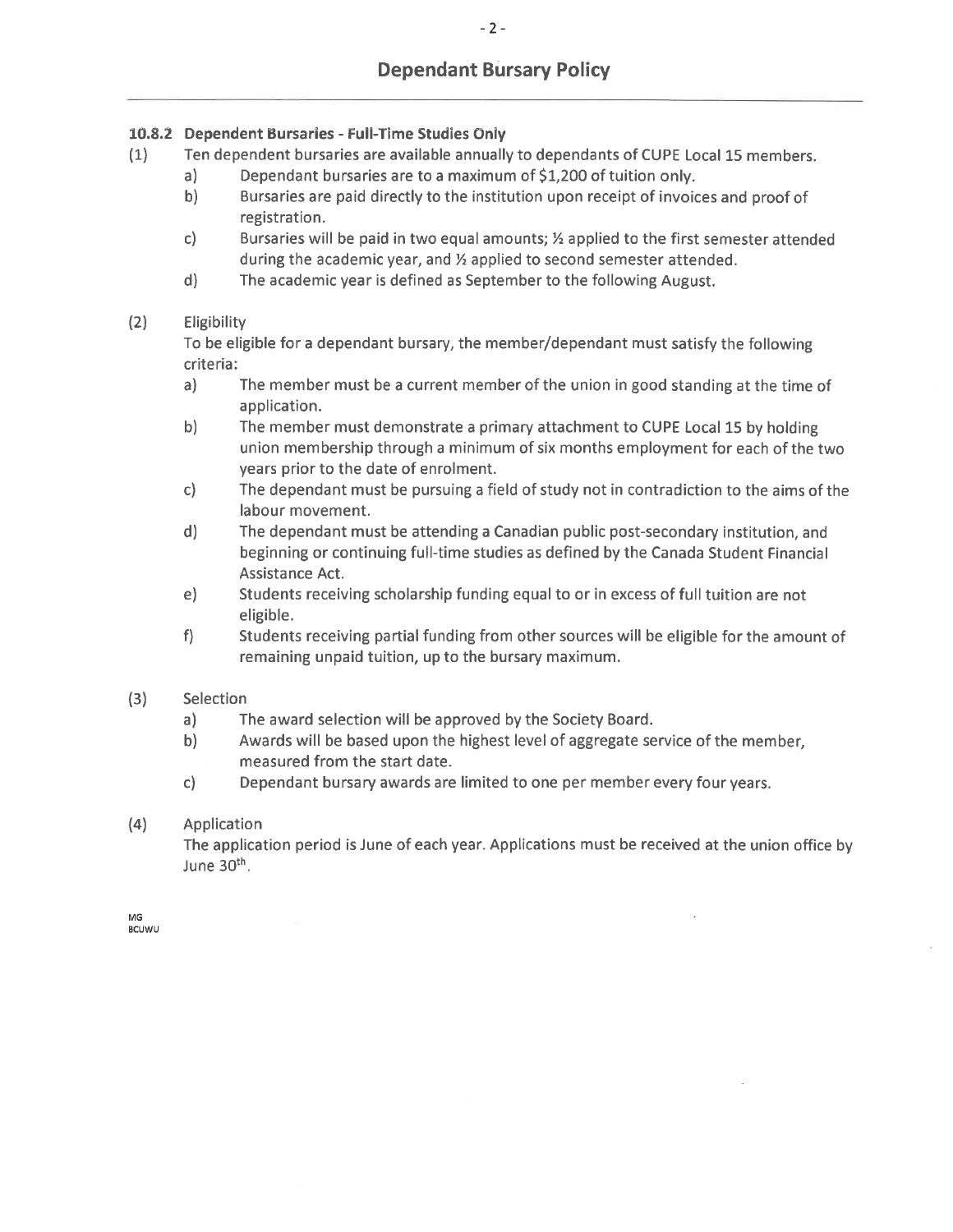# Dependant Bursary Policy

### 10.8.2 Dependent Bursaries - Full-Time Studies Only

(1) Ten dependent bursaries are available annually to dependants of CUPE Local 15 members.

   a) Dependant bursaries are to a maximum of $1,200 of tuition only.

   b) Bursaries are paid directly to the institution upon receipt of invoices and proof of registration.

   c) Bursaries will be paid in two equal amounts; ½ applied to the first semester attended during the academic year, and ½ applied to second semester attended.

   d) The academic year is defined as September to the following August.

(2) Eligibility

To be eligible for a dependant bursary, the member/dependant must satisfy the following criteria:

   a) The member must be a current member of the union in good standing at the time of application.

   b) The member must demonstrate a primary attachment to CUPE Local 15 by holding union membership through a minimum of six months employment for each of the two years prior to the date of enrolment.

   c) The dependant must be pursuing a field of study not in contradiction to the aims of the labour movement.

   d) The dependant must be attending a Canadian public post-secondary institution, and beginning or continuing full-time studies as defined by the Canada Student Financial Assistance Act.

   e) Students receiving scholarship funding equal to or in excess of full tuition are not eligible.

   f) Students receiving partial funding from other sources will be eligible for the amount of remaining unpaid tuition, up to the bursary maximum.

(3) Selection

   a) The award selection will be approved by the Society Board.

   b) Awards will be based upon the highest level of aggregate service of the member, measured from the start date.

   c) Dependant bursary awards are limited to one per member every four years.

(4) Application

The application period is June of each year. Applications must be received at the union office by June 30th.

MG
BCUWU